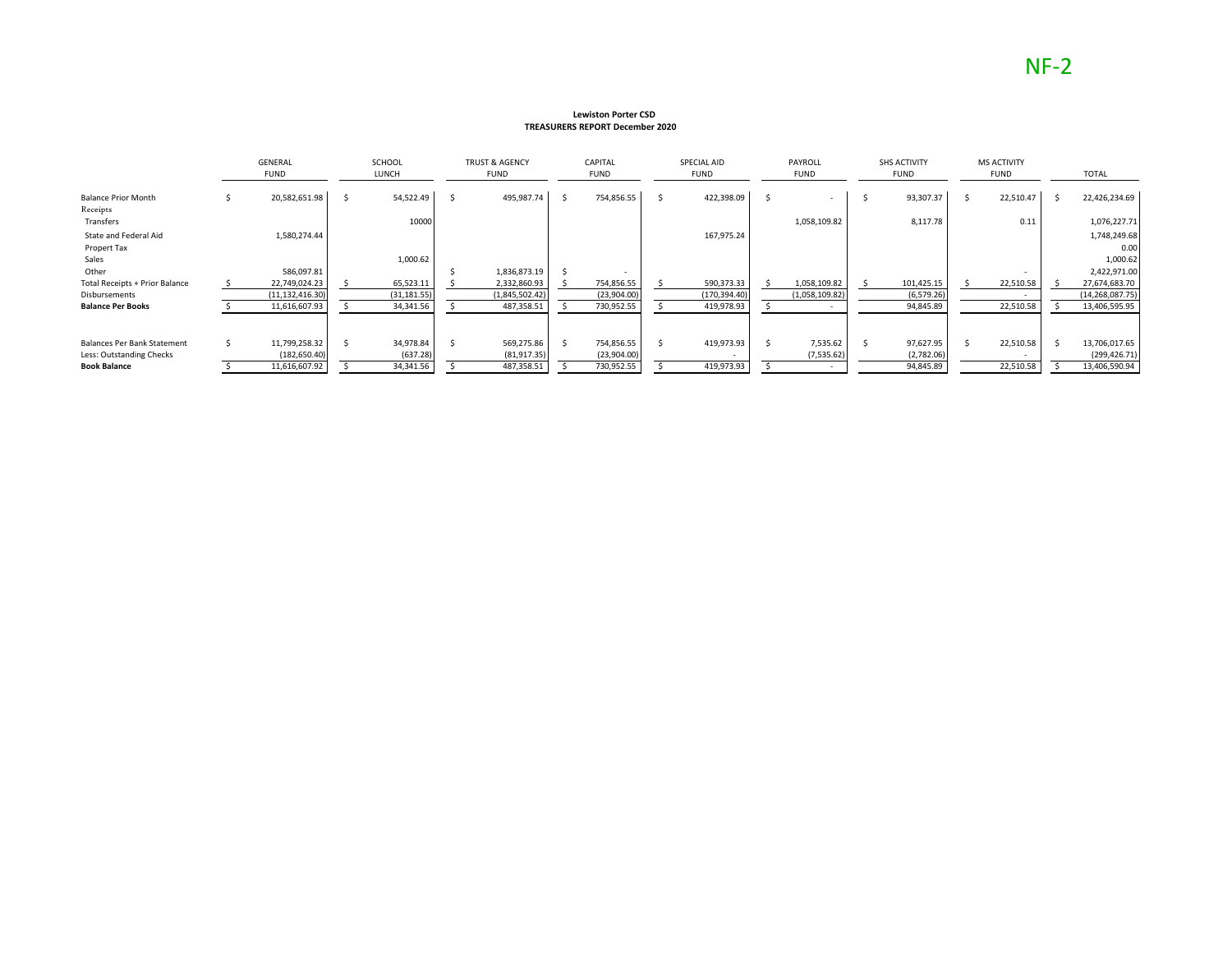NF-2

**Lewiston Porter CSD**
**TREASURERS REPORT December 2020**

| | GENERAL FUND | SCHOOL LUNCH | TRUST & AGENCY FUND | CAPITAL FUND | SPECIAL AID FUND | PAYROLL FUND | SHS ACTIVITY FUND | MS ACTIVITY FUND | TOTAL |
|---|---|---|---|---|---|---|---|---|---|
| Balance Prior Month | $ 20,582,651.98 | $ 54,522.49 | $ 495,987.74 | $ 754,856.55 | $ 422,398.09 | $ - | $ 93,307.37 | $ 22,510.47 | $ 22,426,234.69 |
| Receipts | | | | | | | | | |
| Transfers | | 10000 | | | | 1,058,109.82 | 8,117.78 | 0.11 | 1,076,227.71 |
| State and Federal Aid | 1,580,274.44 | | | | 167,975.24 | | | | 1,748,249.68 |
| Propert Tax | | | | | | | | | 0.00 |
| Sales | | 1,000.62 | | | | | | | 1,000.62 |
| Other | 586,097.81 | | $ 1,836,873.19 | $ - | | | | - | 2,422,971.00 |
| Total Receipts + Prior Balance | $ 22,749,024.23 | $ 65,523.11 | $ 2,332,860.93 | $ 754,856.55 | $ 590,373.33 | $ 1,058,109.82 | $ 101,425.15 | $ 22,510.58 | $ 27,674,683.70 |
| Disbursements | (11,132,416.30) | (31,181.55) | (1,845,502.42) | (23,904.00) | (170,394.40) | (1,058,109.82) | (6,579.26) | - | (14,268,087.75) |
| **Balance Per Books** | $ 11,616,607.93 | $ 34,341.56 | $ 487,358.51 | $ 730,952.55 | $ 419,978.93 | $ - | 94,845.89 | 22,510.58 | $ 13,406,595.95 |
| | | | | | | | | | |
| Balances Per Bank Statement | $ 11,799,258.32 | $ 34,978.84 | $ 569,275.86 | $ 754,856.55 | $ 419,973.93 | $ 7,535.62 | $ 97,627.95 | $ 22,510.58 | $ 13,706,017.65 |
| Less: Outstanding Checks | (182,650.40) | (637.28) | (81,917.35) | (23,904.00) | - | (7,535.62) | (2,782.06) | - | (299,426.71) |
| **Book Balance** | $ 11,616,607.92 | $ 34,341.56 | $ 487,358.51 | $ 730,952.55 | $ 419,973.93 | $ - | 94,845.89 | 22,510.58 | $ 13,406,590.94 |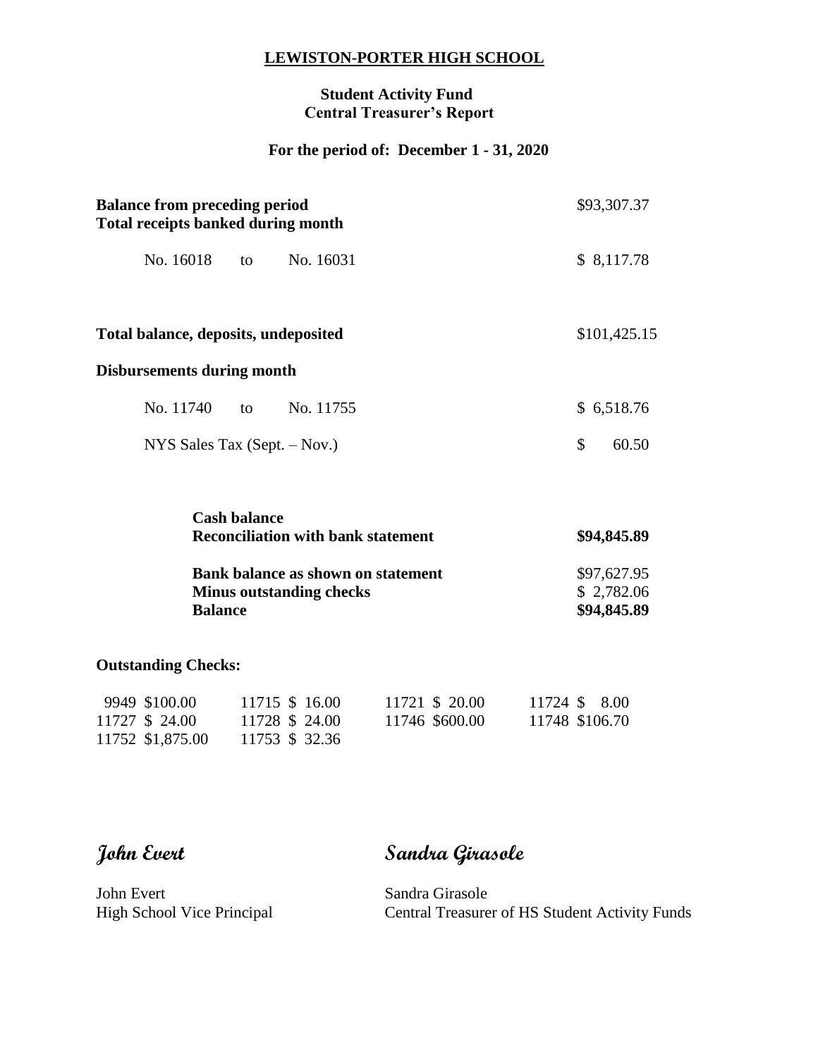# LEWISTON-PORTER HIGH SCHOOL

## Student Activity Fund
## Central Treasurer's Report

### For the period of: December 1 - 31, 2020

| | |
|---|---|
| **Balance from preceding period** | $93,307.37 |
| **Total receipts banked during month** | |
| No. 16018 to No. 16031 | $ 8,117.78 |
| **Total balance, deposits, undeposited** | $101,425.15 |
| **Disbursements during month** | |
| No. 11740 to No. 11755 | $ 6,518.76 |
| NYS Sales Tax (Sept. – Nov.) | $ 60.50 |

| | |
|---|---|
| **Cash balance** | |
| **Reconciliation with bank statement** | **$94,845.89** |
| **Bank balance as shown on statement** | $97,627.95 |
| **Minus outstanding checks** | $ 2,782.06 |
| **Balance** | **$94,845.89** |

**Outstanding Checks:**

| | | | |
|---|---|---|---|
| 9949 $100.00 | 11715 $ 16.00 | 11721 $ 20.00 | 11724 $ 8.00 |
| 11727 $ 24.00 | 11728 $ 24.00 | 11746 $600.00 | 11748 $106.70 |
| 11752 $1,875.00 | 11753 $ 32.36 | | |

*John Evert*
John Evert
High School Vice Principal

*Sandra Girasole*
Sandra Girasole
Central Treasurer of HS Student Activity Funds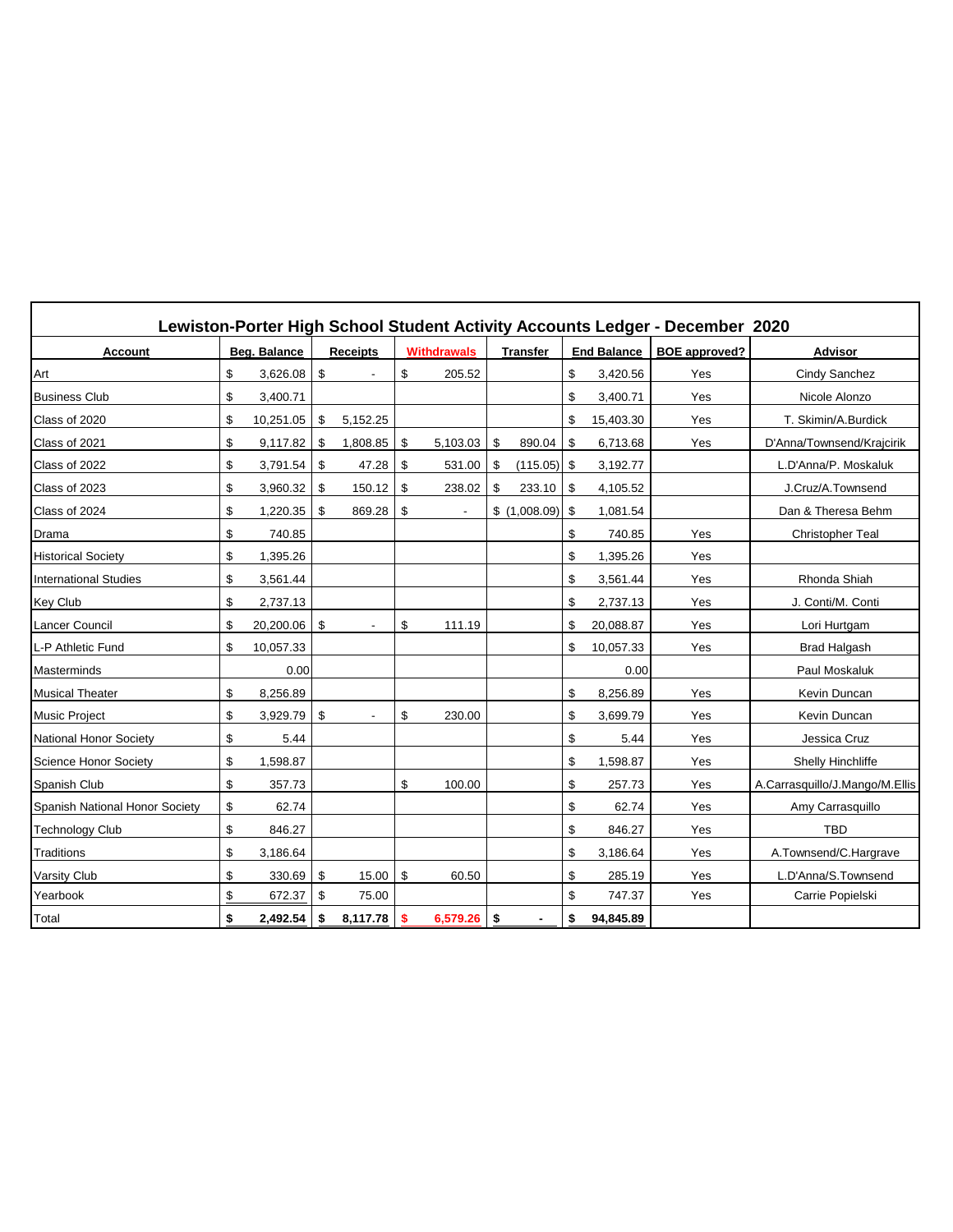## Lewiston-Porter High School Student Activity Accounts Ledger - December 2020

| Account | Beg. Balance | Receipts | Withdrawals | Transfer | End Balance | BOE approved? | Advisor |
|---|---|---|---|---|---|---|---|
| Art | $ 3,626.08 | $ - | $ 205.52 | | $ 3,420.56 | Yes | Cindy Sanchez |
| Business Club | $ 3,400.71 | | | | $ 3,400.71 | Yes | Nicole Alonzo |
| Class of 2020 | $ 10,251.05 | $ 5,152.25 | | | $ 15,403.30 | Yes | T. Skimin/A.Burdick |
| Class of 2021 | $ 9,117.82 | $ 1,808.85 | $ 5,103.03 | $ 890.04 | $ 6,713.68 | Yes | D'Anna/Townsend/Krajcirik |
| Class of 2022 | $ 3,791.54 | $ 47.28 | $ 531.00 | $ (115.05) | $ 3,192.77 | | L.D'Anna/P. Moskaluk |
| Class of 2023 | $ 3,960.32 | $ 150.12 | $ 238.02 | $ 233.10 | $ 4,105.52 | | J.Cruz/A.Townsend |
| Class of 2024 | $ 1,220.35 | $ 869.28 | $ - | $ (1,008.09) | $ 1,081.54 | | Dan & Theresa Behm |
| Drama | $ 740.85 | | | | $ 740.85 | Yes | Christopher Teal |
| Historical Society | $ 1,395.26 | | | | $ 1,395.26 | Yes | |
| International Studies | $ 3,561.44 | | | | $ 3,561.44 | Yes | Rhonda Shiah |
| Key Club | $ 2,737.13 | | | | $ 2,737.13 | Yes | J. Conti/M. Conti |
| Lancer Council | $ 20,200.06 | $ - | $ 111.19 | | $ 20,088.87 | Yes | Lori Hurtgam |
| L-P Athletic Fund | $ 10,057.33 | | | | $ 10,057.33 | Yes | Brad Halgash |
| Masterminds | 0.00 | | | | 0.00 | | Paul Moskaluk |
| Musical Theater | $ 8,256.89 | | | | $ 8,256.89 | Yes | Kevin Duncan |
| Music Project | $ 3,929.79 | $ - | $ 230.00 | | $ 3,699.79 | Yes | Kevin Duncan |
| National Honor Society | $ 5.44 | | | | $ 5.44 | Yes | Jessica Cruz |
| Science Honor Society | $ 1,598.87 | | | | $ 1,598.87 | Yes | Shelly Hinchliffe |
| Spanish Club | $ 357.73 | | $ 100.00 | | $ 257.73 | Yes | A.Carrasquillo/J.Mango/M.Ellis |
| Spanish National Honor Society | $ 62.74 | | | | $ 62.74 | Yes | Amy Carrasquillo |
| Technology Club | $ 846.27 | | | | $ 846.27 | Yes | TBD |
| Traditions | $ 3,186.64 | | | | $ 3,186.64 | Yes | A.Townsend/C.Hargrave |
| Varsity Club | $ 330.69 | $ 15.00 | $ 60.50 | | $ 285.19 | Yes | L.D'Anna/S.Townsend |
| Yearbook | $ 672.37 | $ 75.00 | | | $ 747.37 | Yes | Carrie Popielski |
| Total | **$ 2,492.54** | **$ 8,117.78** | **$ 6,579.26** | **$ -** | **$ 94,845.89** | | |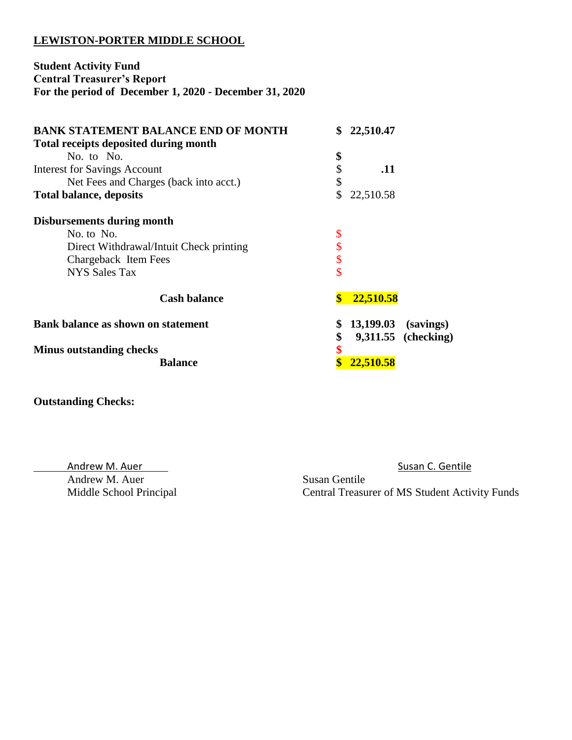**LEWISTON-PORTER MIDDLE SCHOOL**

**Student Activity Fund**
**Central Treasurer's Report**
**For the period of December 1, 2020 - December 31, 2020**

| | | |
|---|---|---|
| **BANK STATEMENT BALANCE END OF MONTH** | **$ 22,510.47** | |
| **Total receipts deposited during month** | | |
| No. to No. | **$** | |
| Interest for Savings Account | $ **.11** | |
| Net Fees and Charges (back into acct.) | $ | |
| **Total balance, deposits** | $ 22,510.58 | |
| **Disbursements during month** | | |
| No. to No. | $ | |
| Direct Withdrawal/Intuit Check printing | $ | |
| Chargeback Item Fees | $ | |
| NYS Sales Tax | $ | |
| **Cash balance** | **$ 22,510.58** | |
| **Bank balance as shown on statement** | **$ 13,199.03** | **(savings)** |
| | **$ 9,311.55** | **(checking)** |
| **Minus outstanding checks** | **$** | |
| **Balance** | **$ 22,510.58** | |

**Outstanding Checks:**

Andrew M. Auer
Andrew M. Auer
Middle School Principal

Susan C. Gentile
Susan Gentile
Central Treasurer of MS Student Activity Funds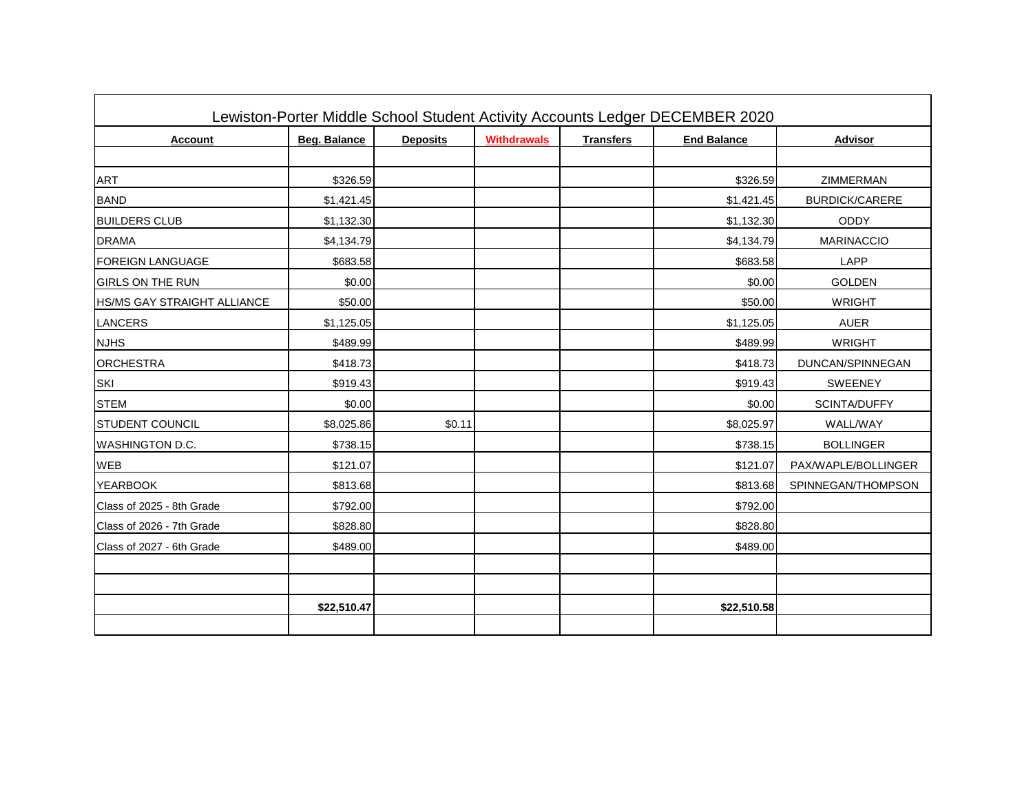# Lewiston-Porter Middle School Student Activity Accounts Ledger DECEMBER 2020

| Account | Beg. Balance | Deposits | Withdrawals | Transfers | End Balance | Advisor |
|---|---|---|---|---|---|---|
| | | | | | | |
| ART | $326.59 | | | | $326.59 | ZIMMERMAN |
| BAND | $1,421.45 | | | | $1,421.45 | BURDICK/CARERE |
| BUILDERS CLUB | $1,132.30 | | | | $1,132.30 | ODDY |
| DRAMA | $4,134.79 | | | | $4,134.79 | MARINACCIO |
| FOREIGN LANGUAGE | $683.58 | | | | $683.58 | LAPP |
| GIRLS ON THE RUN | $0.00 | | | | $0.00 | GOLDEN |
| HS/MS GAY STRAIGHT ALLIANCE | $50.00 | | | | $50.00 | WRIGHT |
| LANCERS | $1,125.05 | | | | $1,125.05 | AUER |
| NJHS | $489.99 | | | | $489.99 | WRIGHT |
| ORCHESTRA | $418.73 | | | | $418.73 | DUNCAN/SPINNEGAN |
| SKI | $919.43 | | | | $919.43 | SWEENEY |
| STEM | $0.00 | | | | $0.00 | SCINTA/DUFFY |
| STUDENT COUNCIL | $8,025.86 | $0.11 | | | $8,025.97 | WALL/WAY |
| WASHINGTON D.C. | $738.15 | | | | $738.15 | BOLLINGER |
| WEB | $121.07 | | | | $121.07 | PAX/WAPLE/BOLLINGER |
| YEARBOOK | $813.68 | | | | $813.68 | SPINNEGAN/THOMPSON |
| Class of 2025 - 8th Grade | $792.00 | | | | $792.00 | |
| Class of 2026 - 7th Grade | $828.80 | | | | $828.80 | |
| Class of 2027 - 6th Grade | $489.00 | | | | $489.00 | |
| | | | | | | |
| | | | | | | |
| | **$22,510.47** | | | | **$22,510.58** | |
| | | | | | | |